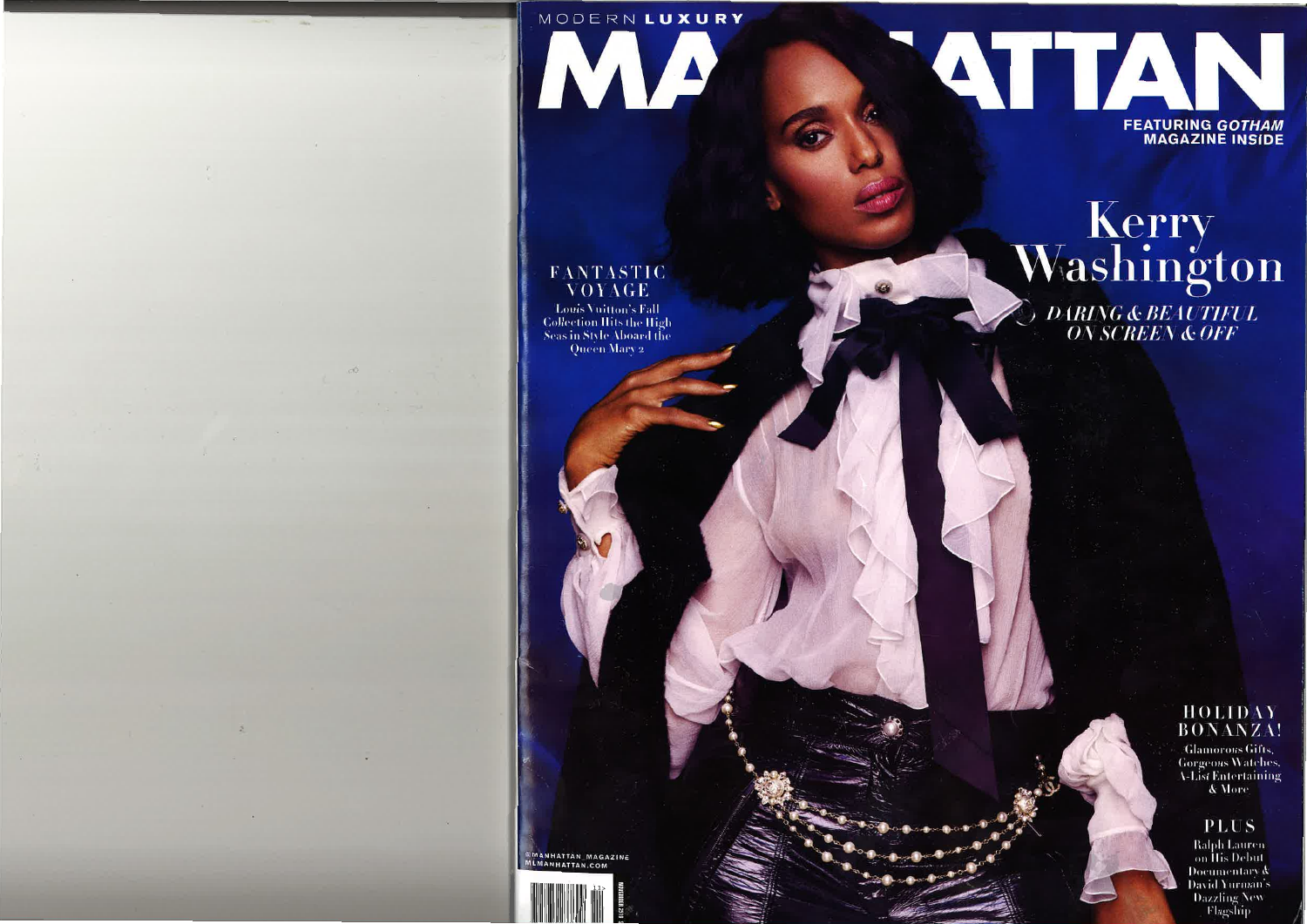MODERN **LUXURY**

# MANHATTAN

**FEATURING *GOTHAM* MAGAZINE INSIDE**

## Kerry Washington

*DARING & BEAUTIFUL ON SCREEN & OFF*

### FANTASTIC VOYAGE

Louis Vuitton's Fall Collection Hits the High Seas in Style Aboard the Queen Mary 2

### HOLIDAY BONANZA!

Glamorous Gifts, Gorgeous Watches, A-List Entertaining & More

### PLUS

Ralph Lauren on His Debut Documentary & David Yurman's Dazzling New Flagship

@MANHATTAN_MAGAZINE
MLMANHATTAN.COM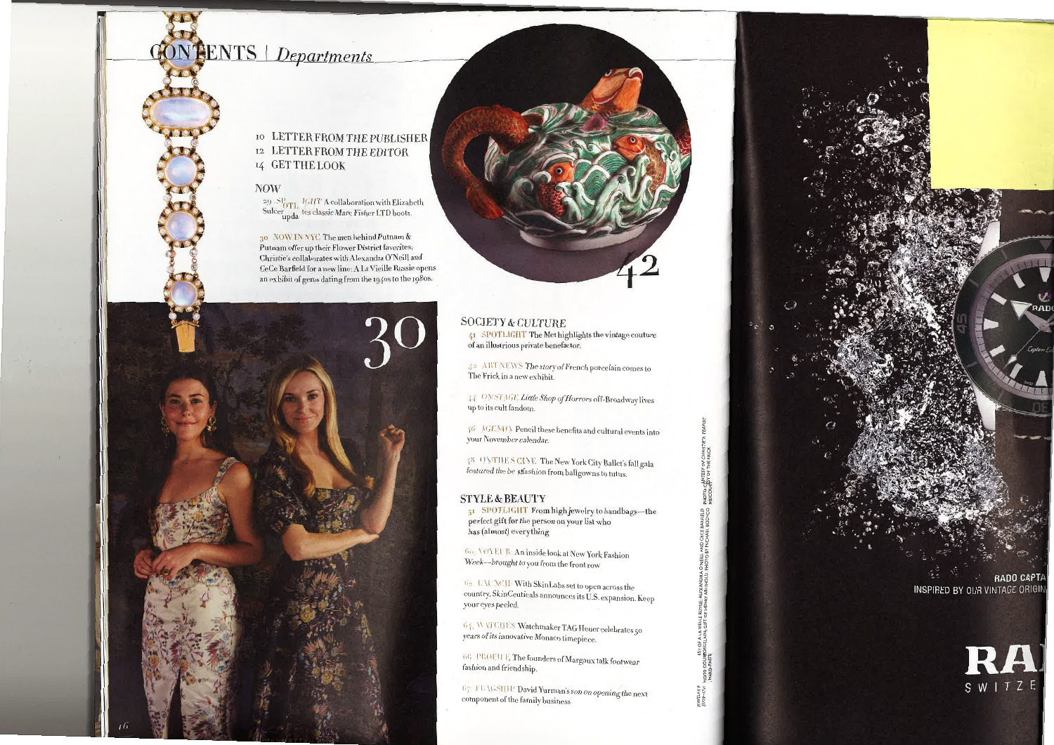# CONTENTS | *Departments*

10 LETTER FROM *THE PUBLISHER*
12 LETTER FROM *THE EDITOR*
14 GET THE LOOK

## NOW

29 SPOTLIGHT A collaboration with Elizabeth Sulcer updates classic Marc Fisher LTD boots.

30 NOW IN NYC The men behind Putnam & Putnam offer up their Flower District favorites; Christie's collaborates with Alexandra O'Neill and CeCe Barfield for a new line; A La Vieille Russie opens an exhibit of gems dating from the 1940s to the 1980s.

## SOCIETY & CULTURE

41 SPOTLIGHT The Met highlights the vintage couture of an illustrious private benefactor.

42 ART NEWS *The story of French porcelain comes to* The Frick in a new exhibit.

44 ON STAGE *Little Shop of Horrors* off-Broadway lives up to its cult fandom.

46 AGENDA Pencil these benefits and cultural events into your November calendar.

48 ON THE SCENE The New York City Ballet's fall gala featured the best fashion from ballgowns to tutus.

## STYLE & BEAUTY

51 SPOTLIGHT From high jewelry to handbags—the perfect gift for the person on your list who has (almost) everything

60 VOYEUR An inside look at New York Fashion Week—brought to you from the front row

62 LAUNCH With SkinLabs set to open across the country, SkinCeuticals announces its U.S. expansion. Keep your eyes peeled.

64 WATCHES Watchmaker TAG Heuer celebrates 50 years of its innovative Monaco timepiece.

66 PROFILE The founders of Margaux talk footwear fashion and friendship.

67 FLAGSHIP David Yurman's son on opening the next component of the family business

RADO CAPTAIN COOK
INSPIRED BY OUR VINTAGE ORIGINAL

RADO
SWITZERLAND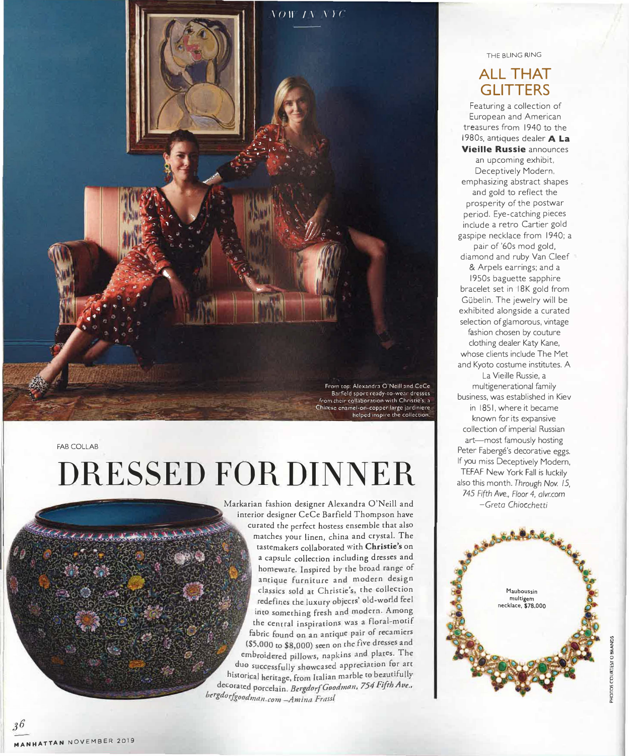NOW IN NYC

From top: Alexandra O'Neill and CeCe Barfield sport ready-to-wear dresses from their collaboration with Christie's; a Chinese enamel-on-copper large jardiniere helped inspire the collection.

FAB COLLAB

# DRESSED FOR DINNER

Markarian fashion designer Alexandra O'Neill and interior designer CeCe Barfield Thompson have curated the perfect hostess ensemble that also matches your linen, china and crystal. The tastemakers collaborated with **Christie's** on a capsule collection including dresses and homeware. Inspired by the broad range of antique furniture and modern design classics sold at Christie's, the collection redefines the luxury objects' old-world feel into something fresh and modern. Among the central inspirations was a floral-motif fabric found on an antique pair of recamiers ($5,000 to $8,000) seen on the five dresses and embroidered pillows, napkins and plates. The duo successfully showcased appreciation for art historical heritage, from Italian marble to beautifully decorated porcelain. *Bergdorf Goodman, 754 Fifth Ave., bergdorfgoodman.com –Amina Frassl*

THE BLING RING

## ALL THAT GLITTERS

Featuring a collection of European and American treasures from 1940 to the 1980s, antiques dealer **A La Vieille Russie** announces an upcoming exhibit, Deceptively Modern, emphasizing abstract shapes and gold to reflect the prosperity of the postwar period. Eye-catching pieces include a retro Cartier gold gaspipe necklace from 1940; a pair of '60s mod gold, diamond and ruby Van Cleef & Arpels earrings; and a 1950s baguette sapphire bracelet set in 18K gold from Gübelin. The jewelry will be exhibited alongside a curated selection of glamorous, vintage fashion chosen by couture clothing dealer Katy Kane, whose clients include The Met and Kyoto costume institutes. A La Vieille Russie, a multigenerational family business, was established in Kiev in 1851, where it became known for its expansive collection of imperial Russian art—most famously hosting Peter Fabergé's decorative eggs. If you miss Deceptively Modern, TEFAF New York Fall is luckily also this month. *Through Nov. 15, 745 Fifth Ave., Floor 4, alvr.com –Greta Chiocchetti*

Mauboussin multigem necklace, $78,000

PHOTOS COURTESY OF BRANDS